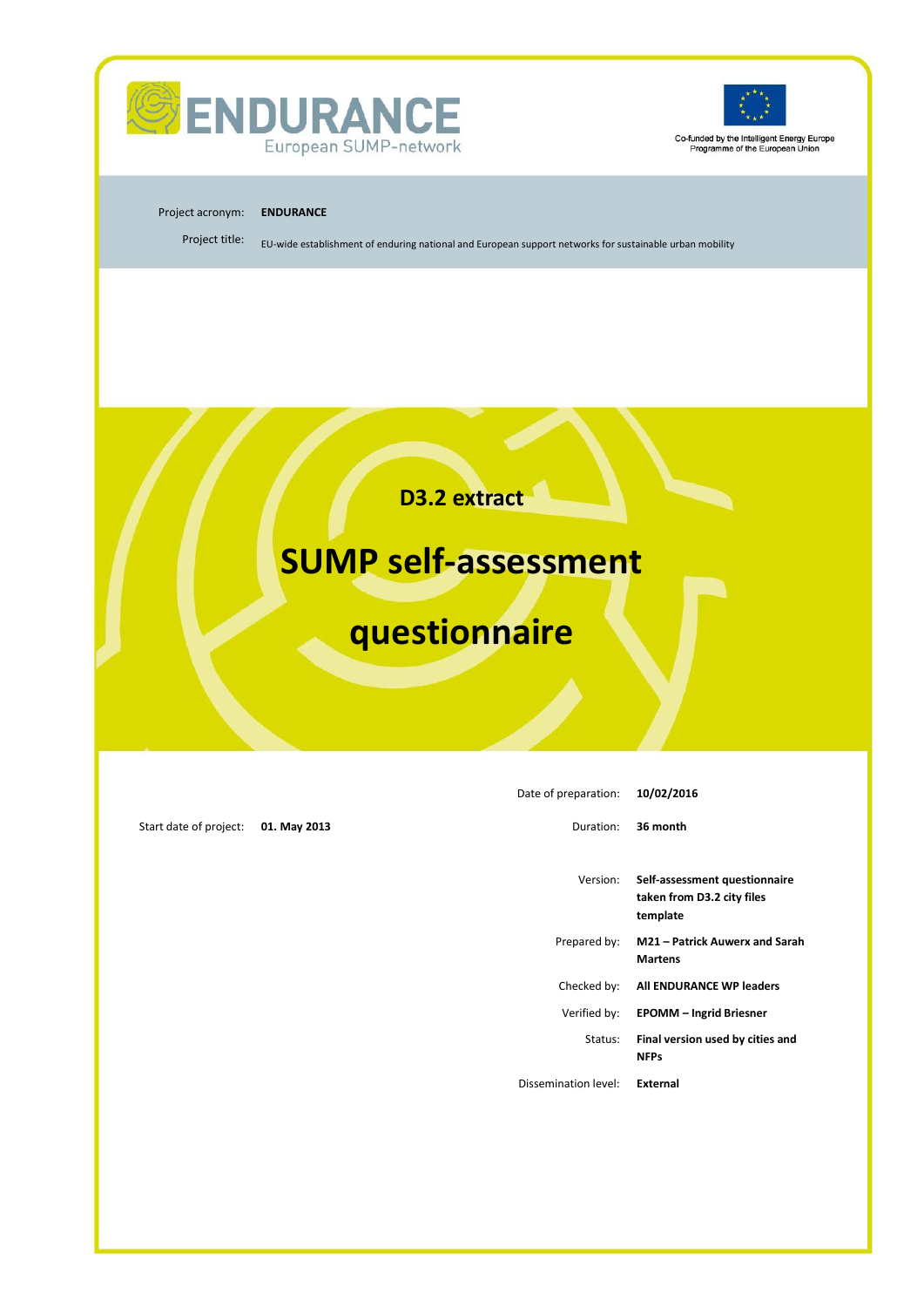ENDURANCE

European SUMP-network

Co-funded by the Intelligent Energy Europe Programme of the European Union

Project acronym: **ENDURANCE**

Project title: EU-wide establishment of enduring national and European support networks for sustainable urban mobility

## D3.2 extract

# SUMP self-assessment questionnaire

Date of preparation: **10/02/2016**

Start date of project: **01. May 2013**

Duration: **36 month**

Version: **Self-assessment questionnaire taken from D3.2 city files template**

Prepared by: **M21 – Patrick Auwerx and Sarah Martens**

Checked by: **All ENDURANCE WP leaders**

Verified by: **EPOMM – Ingrid Briesner**

Status: **Final version used by cities and NFPs**

Dissemination level: **External**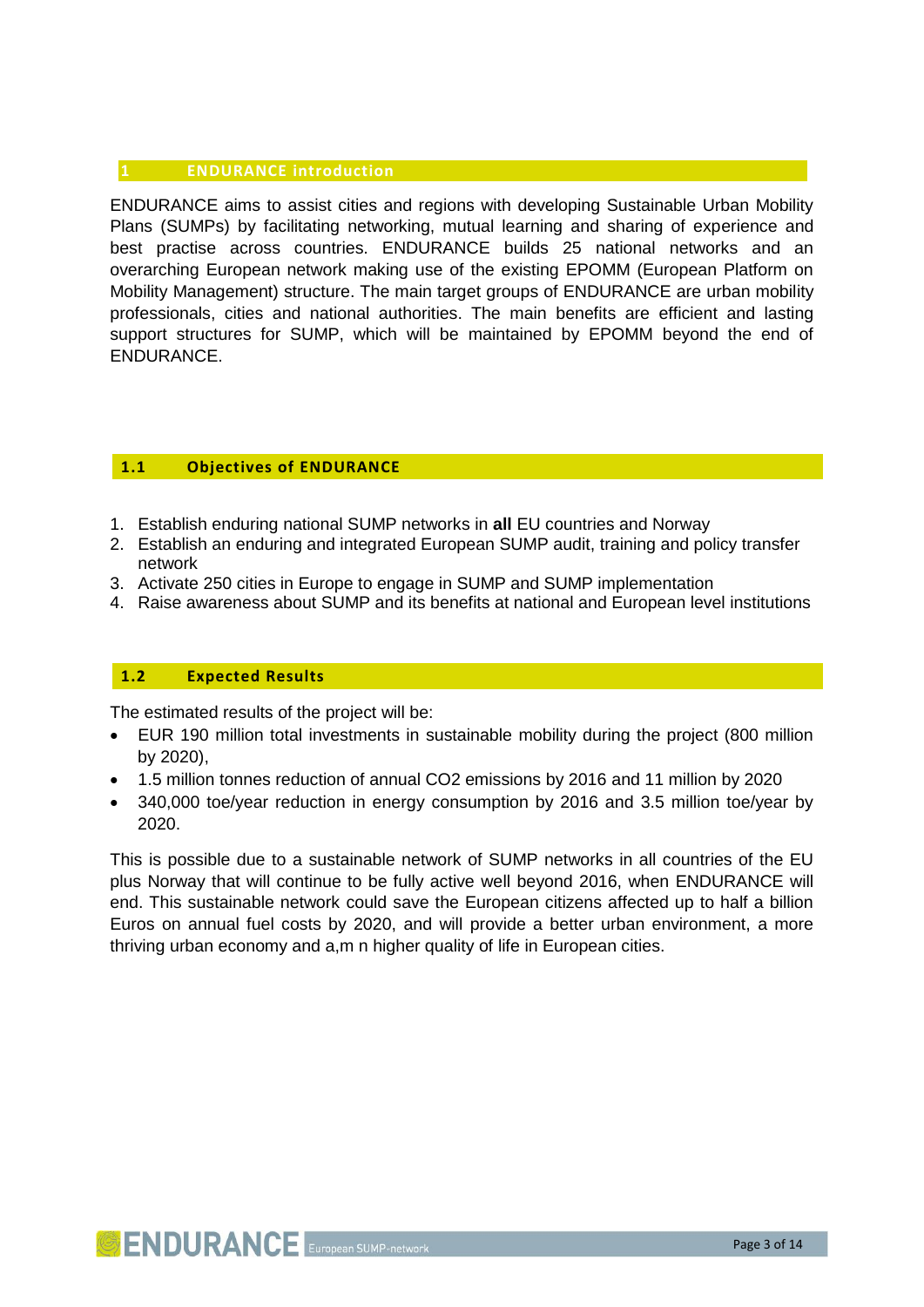# 1 ENDURANCE introduction

ENDURANCE aims to assist cities and regions with developing Sustainable Urban Mobility Plans (SUMPs) by facilitating networking, mutual learning and sharing of experience and best practise across countries. ENDURANCE builds 25 national networks and an overarching European network making use of the existing EPOMM (European Platform on Mobility Management) structure. The main target groups of ENDURANCE are urban mobility professionals, cities and national authorities. The main benefits are efficient and lasting support structures for SUMP, which will be maintained by EPOMM beyond the end of ENDURANCE.

## 1.1 Objectives of ENDURANCE

1. Establish enduring national SUMP networks in **all** EU countries and Norway
2. Establish an enduring and integrated European SUMP audit, training and policy transfer network
3. Activate 250 cities in Europe to engage in SUMP and SUMP implementation
4. Raise awareness about SUMP and its benefits at national and European level institutions

## 1.2 Expected Results

The estimated results of the project will be:

- EUR 190 million total investments in sustainable mobility during the project (800 million by 2020),
- 1.5 million tonnes reduction of annual $CO_2$ emissions by 2016 and 11 million by 2020
- 340,000 toe/year reduction in energy consumption by 2016 and 3.5 million toe/year by 2020.

This is possible due to a sustainable network of SUMP networks in all countries of the EU plus Norway that will continue to be fully active well beyond 2016, when ENDURANCE will end. This sustainable network could save the European citizens affected up to half a billion Euros on annual fuel costs by 2020, and will provide a better urban environment, a more thriving urban economy and a,m n higher quality of life in European cities.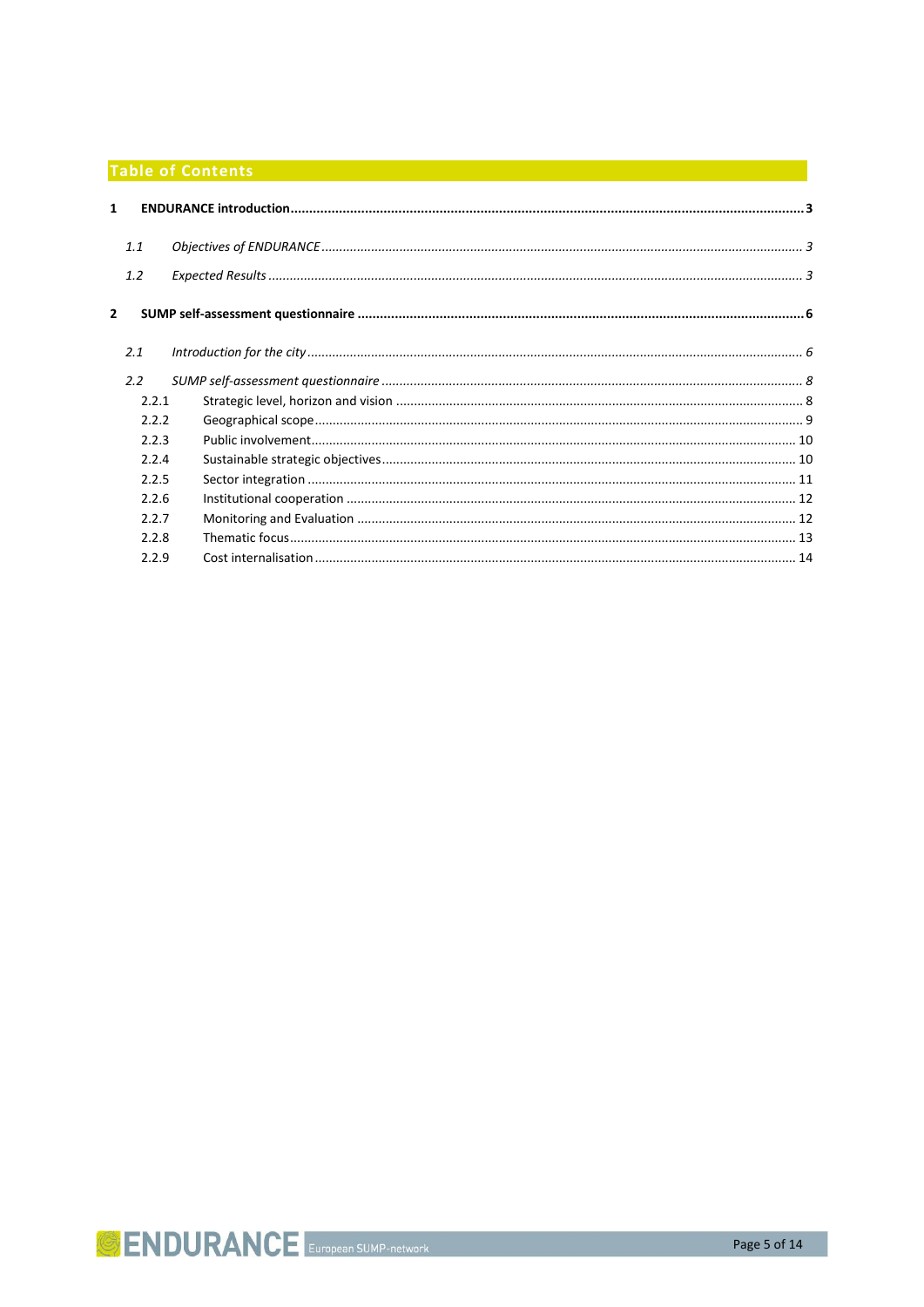# Table of Contents

**1 ENDURANCE introduction ........................................................................................................ 3**

*1.1 Objectives of ENDURANCE ........................................................................................................ 3*

*1.2 Expected Results ........................................................................................................ 3*

**2 SUMP self-assessment questionnaire ........................................................................................................ 6**

*2.1 Introduction for the city ........................................................................................................ 6*

*2.2 SUMP self-assessment questionnaire ........................................................................................................ 8*

2.2.1 Strategic level, horizon and vision ........................................................................................................ 8

2.2.2 Geographical scope ........................................................................................................ 9

2.2.3 Public involvement ........................................................................................................ 10

2.2.4 Sustainable strategic objectives ........................................................................................................ 10

2.2.5 Sector integration ........................................................................................................ 11

2.2.6 Institutional cooperation ........................................................................................................ 12

2.2.7 Monitoring and Evaluation ........................................................................................................ 12

2.2.8 Thematic focus ........................................................................................................ 13

2.2.9 Cost internalisation ........................................................................................................ 14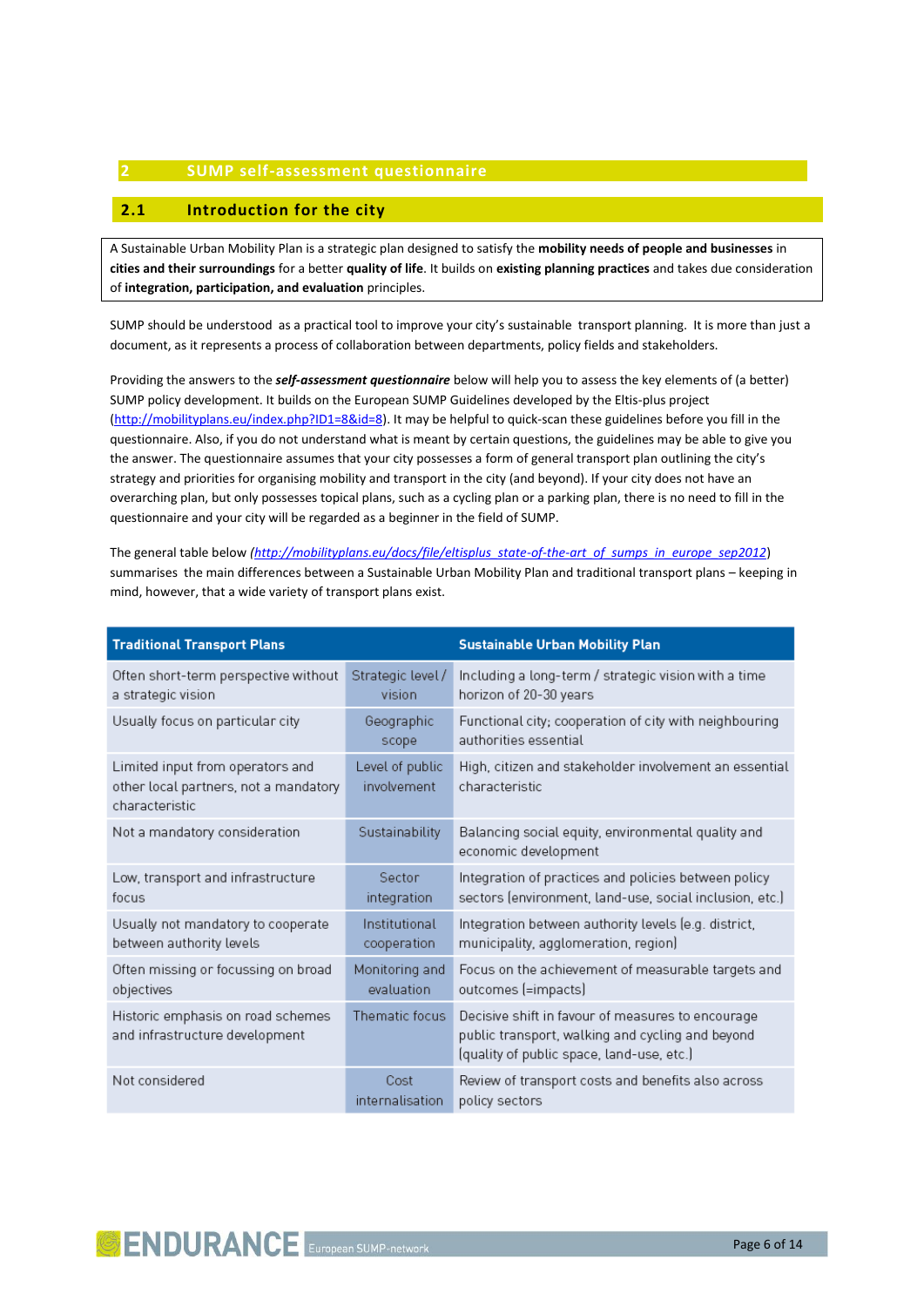## 2 SUMP self-assessment questionnaire

### 2.1 Introduction for the city

A Sustainable Urban Mobility Plan is a strategic plan designed to satisfy the **mobility needs of people and businesses** in **cities and their surroundings** for a better **quality of life**. It builds on **existing planning practices** and takes due consideration of **integration, participation, and evaluation** principles.

SUMP should be understood as a practical tool to improve your city's sustainable transport planning. It is more than just a document, as it represents a process of collaboration between departments, policy fields and stakeholders.

Providing the answers to the ***self-assessment questionnaire*** below will help you to assess the key elements of (a better) SUMP policy development. It builds on the European SUMP Guidelines developed by the Eltis-plus project (http://mobilityplans.eu/index.php?ID1=8&id=8). It may be helpful to quick-scan these guidelines before you fill in the questionnaire. Also, if you do not understand what is meant by certain questions, the guidelines may be able to give you the answer. The questionnaire assumes that your city possesses a form of general transport plan outlining the city's strategy and priorities for organising mobility and transport in the city (and beyond). If your city does not have an overarching plan, but only possesses topical plans, such as a cycling plan or a parking plan, there is no need to fill in the questionnaire and your city will be regarded as a beginner in the field of SUMP.

The general table below (*http://mobilityplans.eu/docs/file/eltisplus_state-of-the-art_of_sumps_in_europe_sep2012*) summarises the main differences between a Sustainable Urban Mobility Plan and traditional transport plans – keeping in mind, however, that a wide variety of transport plans exist.

| Traditional Transport Plans | | Sustainable Urban Mobility Plan |
|---|---|---|
| Often short-term perspective without a strategic vision | Strategic level / vision | Including a long-term / strategic vision with a time horizon of 20-30 years |
| Usually focus on particular city | Geographic scope | Functional city; cooperation of city with neighbouring authorities essential |
| Limited input from operators and other local partners, not a mandatory characteristic | Level of public involvement | High, citizen and stakeholder involvement an essential characteristic |
| Not a mandatory consideration | Sustainability | Balancing social equity, environmental quality and economic development |
| Low, transport and infrastructure focus | Sector integration | Integration of practices and policies between policy sectors (environment, land-use, social inclusion, etc.) |
| Usually not mandatory to cooperate between authority levels | Institutional cooperation | Integration between authority levels (e.g. district, municipality, agglomeration, region) |
| Often missing or focussing on broad objectives | Monitoring and evaluation | Focus on the achievement of measurable targets and outcomes (=impacts) |
| Historic emphasis on road schemes and infrastructure development | Thematic focus | Decisive shift in favour of measures to encourage public transport, walking and cycling and beyond (quality of public space, land-use, etc.) |
| Not considered | Cost internalisation | Review of transport costs and benefits also across policy sectors |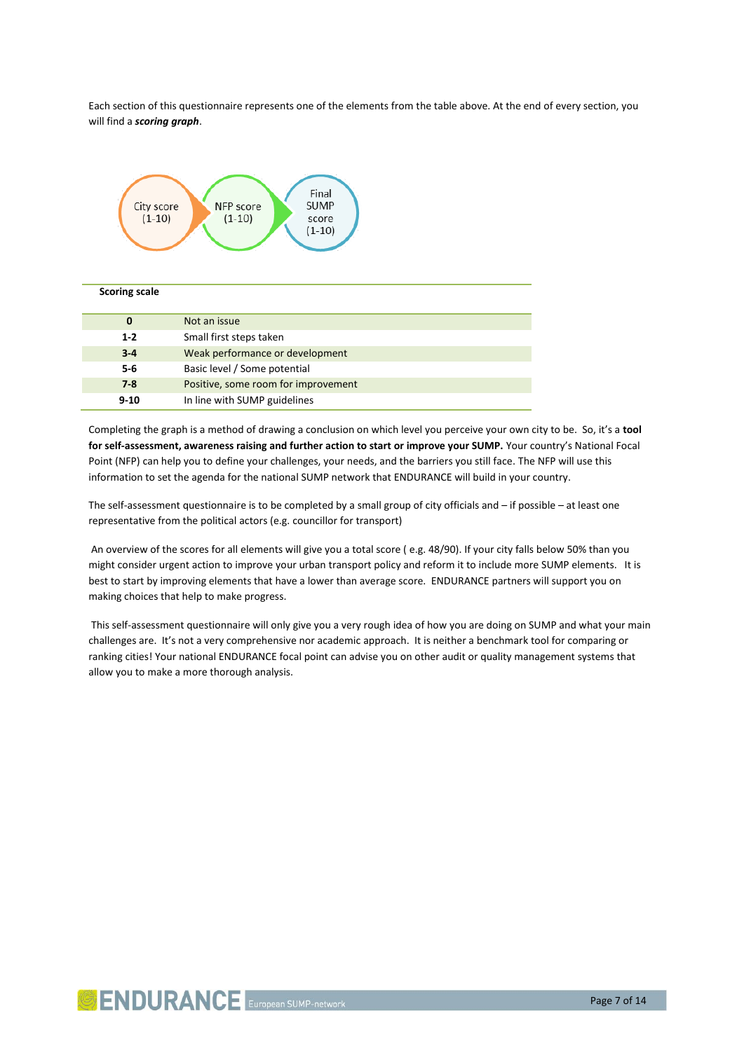Each section of this questionnaire represents one of the elements from the table above. At the end of every section, you will find a ***scoring graph***.

City score (1-10) → NFP score (1-10) → Final SUMP score (1-10)

| Scoring scale | |
|---|---|
| **0** | Not an issue |
| **1-2** | Small first steps taken |
| **3-4** | Weak performance or development |
| **5-6** | Basic level / Some potential |
| **7-8** | Positive, some room for improvement |
| **9-10** | In line with SUMP guidelines |

Completing the graph is a method of drawing a conclusion on which level you perceive your own city to be. So, it's a **tool for self-assessment, awareness raising and further action to start or improve your SUMP.** Your country's National Focal Point (NFP) can help you to define your challenges, your needs, and the barriers you still face. The NFP will use this information to set the agenda for the national SUMP network that ENDURANCE will build in your country.

The self-assessment questionnaire is to be completed by a small group of city officials and – if possible – at least one representative from the political actors (e.g. councillor for transport)

An overview of the scores for all elements will give you a total score ( e.g. 48/90). If your city falls below 50% than you might consider urgent action to improve your urban transport policy and reform it to include more SUMP elements. It is best to start by improving elements that have a lower than average score. ENDURANCE partners will support you on making choices that help to make progress.

This self-assessment questionnaire will only give you a very rough idea of how you are doing on SUMP and what your main challenges are. It's not a very comprehensive nor academic approach. It is neither a benchmark tool for comparing or ranking cities! Your national ENDURANCE focal point can advise you on other audit or quality management systems that allow you to make a more thorough analysis.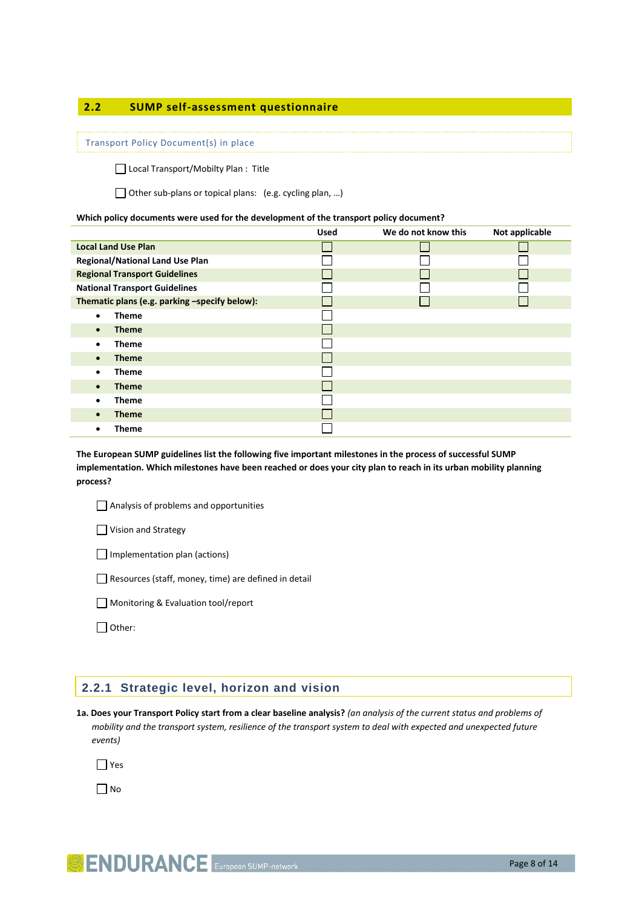## 2.2 SUMP self-assessment questionnaire

Transport Policy Document(s) in place

- ☐ Local Transport/Mobilty Plan : Title
- ☐ Other sub-plans or topical plans: (e.g. cycling plan, …)

**Which policy documents were used for the development of the transport policy document?**

| | Used | We do not know this | Not applicable |
|---|---|---|---|
| **Local Land Use Plan** | ☐ | ☐ | ☐ |
| **Regional/National Land Use Plan** | ☐ | ☐ | ☐ |
| **Regional Transport Guidelines** | ☐ | ☐ | ☐ |
| **National Transport Guidelines** | ☐ | ☐ | ☐ |
| **Thematic plans (e.g. parking –specify below):** | ☐ | ☐ | ☐ |
| • **Theme** | ☐ | | |
| • **Theme** | ☐ | | |
| • **Theme** | ☐ | | |
| • **Theme** | ☐ | | |
| • **Theme** | ☐ | | |
| • **Theme** | ☐ | | |
| • **Theme** | ☐ | | |
| • **Theme** | ☐ | | |
| • **Theme** | ☐ | | |

**The European SUMP guidelines list the following five important milestones in the process of successful SUMP implementation. Which milestones have been reached or does your city plan to reach in its urban mobility planning process?**

- ☐ Analysis of problems and opportunities
- ☐ Vision and Strategy
- ☐ Implementation plan (actions)
- ☐ Resources (staff, money, time) are defined in detail
- ☐ Monitoring & Evaluation tool/report
- ☐ Other:

### 2.2.1 Strategic level, horizon and vision

**1a. Does your Transport Policy start from a clear baseline analysis?** *(an analysis of the current status and problems of mobility and the transport system, resilience of the transport system to deal with expected and unexpected future events)*

- ☐ Yes
- ☐ No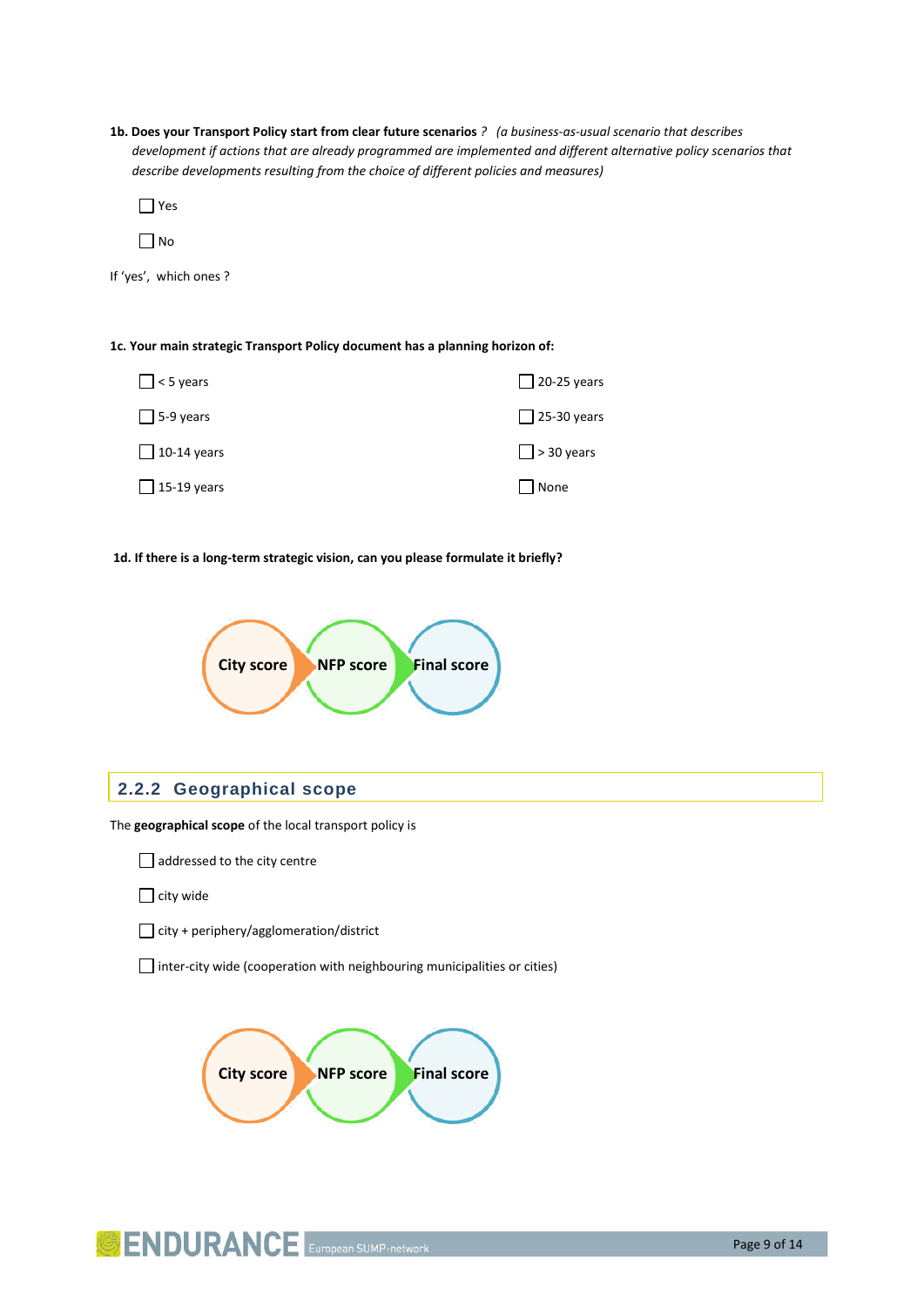**1b. Does your Transport Policy start from clear future scenarios** ? *(a business-as-usual scenario that describes development if actions that are already programmed are implemented and different alternative policy scenarios that describe developments resulting from the choice of different policies and measures)*

- ☐ Yes
- ☐ No

If 'yes', which ones ?

**1c. Your main strategic Transport Policy document has a planning horizon of:**

- ☐ < 5 years
- ☐ 5-9 years
- ☐ 10-14 years
- ☐ 15-19 years
- ☐ 20-25 years
- ☐ 25-30 years
- ☐ > 30 years
- ☐ None

**1d. If there is a long-term strategic vision, can you please formulate it briefly?**

City score → NFP score → Final score

### 2.2.2 Geographical scope

The **geographical scope** of the local transport policy is

- ☐ addressed to the city centre
- ☐ city wide
- ☐ city + periphery/agglomeration/district
- ☐ inter-city wide (cooperation with neighbouring municipalities or cities)

City score → NFP score → Final score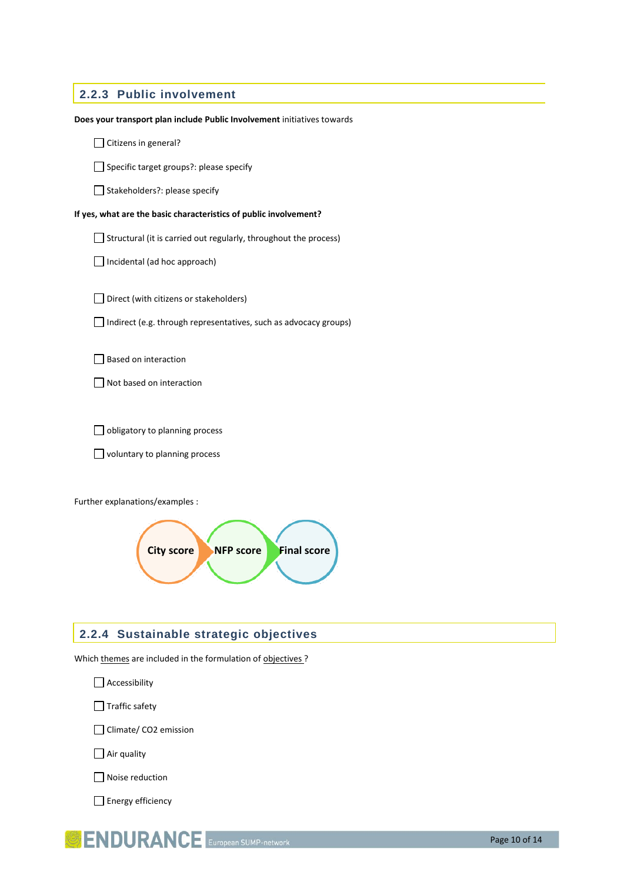### 2.2.3 Public involvement

**Does your transport plan include Public Involvement** initiatives towards

- ☐ Citizens in general?
- ☐ Specific target groups?: please specify
- ☐ Stakeholders?: please specify

**If yes, what are the basic characteristics of public involvement?**

- ☐ Structural (it is carried out regularly, throughout the process)
- ☐ Incidental (ad hoc approach)

- ☐ Direct (with citizens or stakeholders)
- ☐ Indirect (e.g. through representatives, such as advocacy groups)

- ☐ Based on interaction
- ☐ Not based on interaction

- ☐ obligatory to planning process
- ☐ voluntary to planning process

Further explanations/examples :

City score → NFP score → Final score

### 2.2.4 Sustainable strategic objectives

Which themes are included in the formulation of objectives ?

- ☐ Accessibility
- ☐ Traffic safety
- ☐ Climate/ $CO_2$ emission
- ☐ Air quality
- ☐ Noise reduction
- ☐ Energy efficiency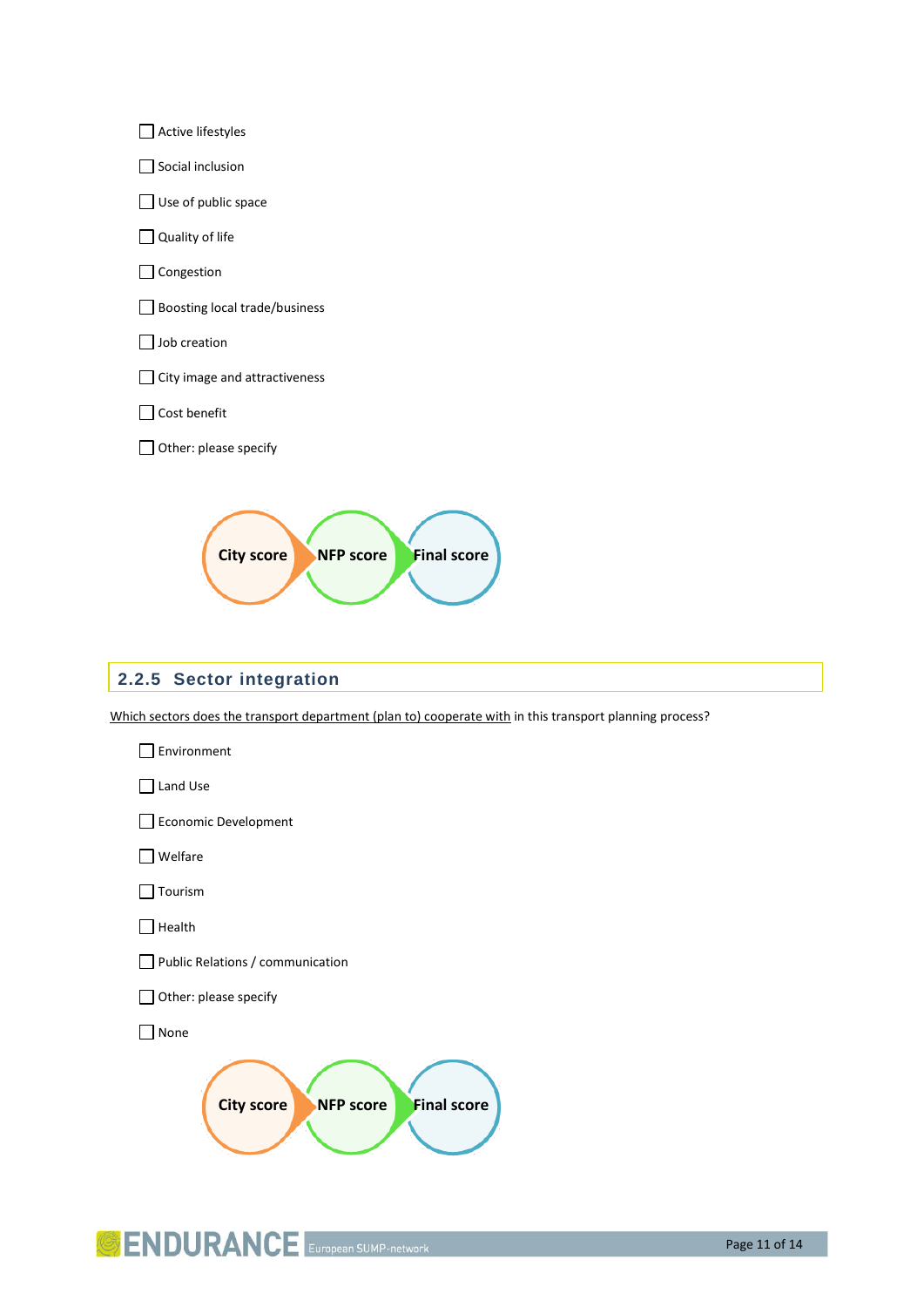- ☐ Active lifestyles
- ☐ Social inclusion
- ☐ Use of public space
- ☐ Quality of life
- ☐ Congestion
- ☐ Boosting local trade/business
- ☐ Job creation
- ☐ City image and attractiveness
- ☐ Cost benefit
- ☐ Other: please specify

City score → NFP score → Final score

### 2.2.5 Sector integration

Which sectors does the transport department (plan to) cooperate with in this transport planning process?

- ☐ Environment
- ☐ Land Use
- ☐ Economic Development
- ☐ Welfare
- ☐ Tourism
- ☐ Health
- ☐ Public Relations / communication
- ☐ Other: please specify
- ☐ None

City score → NFP score → Final score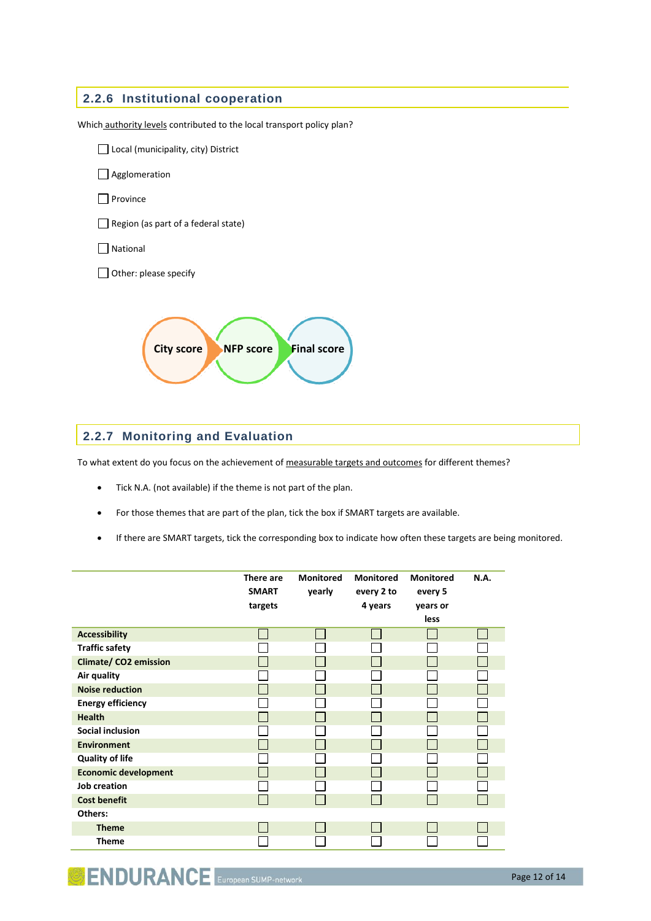### 2.2.6 Institutional cooperation

Which authority levels contributed to the local transport policy plan?

- ☐ Local (municipality, city) District
- ☐ Agglomeration
- ☐ Province
- ☐ Region (as part of a federal state)
- ☐ National
- ☐ Other: please specify

City score → NFP score → Final score

### 2.2.7 Monitoring and Evaluation

To what extent do you focus on the achievement of measurable targets and outcomes for different themes?

- Tick N.A. (not available) if the theme is not part of the plan.
- For those themes that are part of the plan, tick the box if SMART targets are available.
- If there are SMART targets, tick the corresponding box to indicate how often these targets are being monitored.

| | There are SMART targets | Monitored yearly | Monitored every 2 to 4 years | Monitored every 5 years or less | N.A. |
|---|---|---|---|---|---|
| **Accessibility** | ☐ | ☐ | ☐ | ☐ | ☐ |
| **Traffic safety** | ☐ | ☐ | ☐ | ☐ | ☐ |
| **Climate/ CO2 emission** | ☐ | ☐ | ☐ | ☐ | ☐ |
| **Air quality** | ☐ | ☐ | ☐ | ☐ | ☐ |
| **Noise reduction** | ☐ | ☐ | ☐ | ☐ | ☐ |
| **Energy efficiency** | ☐ | ☐ | ☐ | ☐ | ☐ |
| **Health** | ☐ | ☐ | ☐ | ☐ | ☐ |
| **Social inclusion** | ☐ | ☐ | ☐ | ☐ | ☐ |
| **Environment** | ☐ | ☐ | ☐ | ☐ | ☐ |
| **Quality of life** | ☐ | ☐ | ☐ | ☐ | ☐ |
| **Economic development** | ☐ | ☐ | ☐ | ☐ | ☐ |
| **Job creation** | ☐ | ☐ | ☐ | ☐ | ☐ |
| **Cost benefit** | ☐ | ☐ | ☐ | ☐ | ☐ |
| **Others:** | | | | | |
| **Theme** | ☐ | ☐ | ☐ | ☐ | ☐ |
| **Theme** | ☐ | ☐ | ☐ | ☐ | ☐ |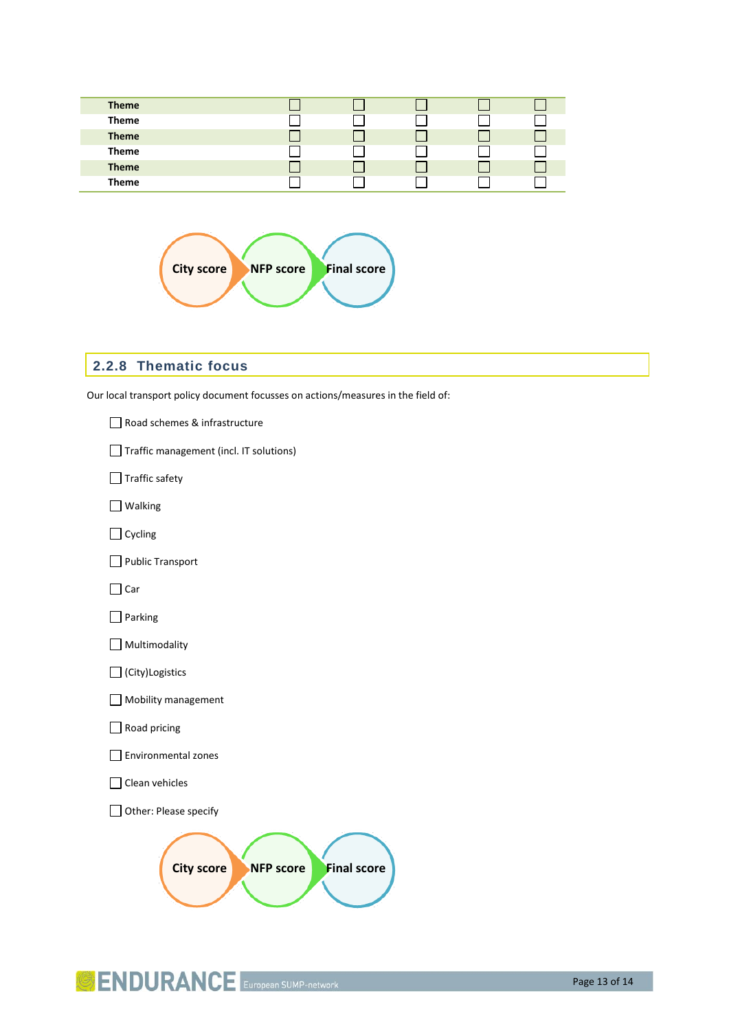| | | | | | |
|---|---|---|---|---|---|
| **Theme** | ☐ | ☐ | ☐ | ☐ | ☐ |
| **Theme** | ☐ | ☐ | ☐ | ☐ | ☐ |
| **Theme** | ☐ | ☐ | ☐ | ☐ | ☐ |
| **Theme** | ☐ | ☐ | ☐ | ☐ | ☐ |
| **Theme** | ☐ | ☐ | ☐ | ☐ | ☐ |
| **Theme** | ☐ | ☐ | ☐ | ☐ | ☐ |

**City score** → **NFP score** → **Final score**

### 2.2.8 Thematic focus

Our local transport policy document focusses on actions/measures in the field of:

☐ Road schemes & infrastructure

☐ Traffic management (incl. IT solutions)

☐ Traffic safety

☐ Walking

☐ Cycling

☐ Public Transport

☐ Car

☐ Parking

☐ Multimodality

☐ (City)Logistics

☐ Mobility management

☐ Road pricing

☐ Environmental zones

☐ Clean vehicles

☐ Other: Please specify

**City score** → **NFP score** → **Final score**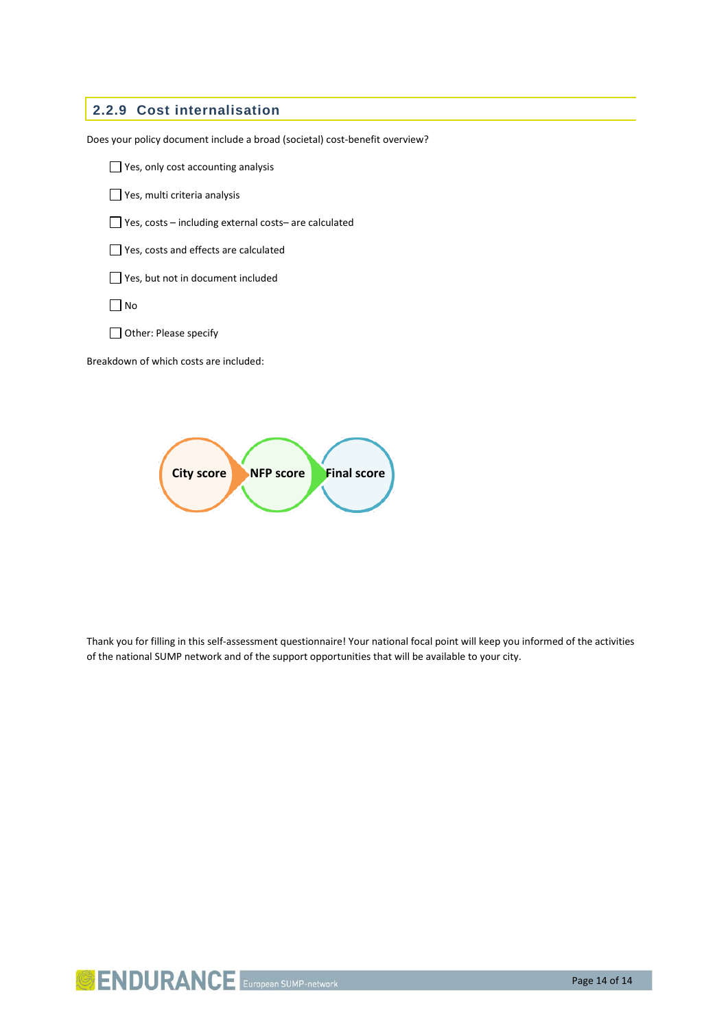### 2.2.9 Cost internalisation

Does your policy document include a broad (societal) cost-benefit overview?

- ☐ Yes, only cost accounting analysis
- ☐ Yes, multi criteria analysis
- ☐ Yes, costs – including external costs– are calculated
- ☐ Yes, costs and effects are calculated
- ☐ Yes, but not in document included
- ☐ No
- ☐ Other: Please specify

Breakdown of which costs are included:

City score

NFP score

Final score

Thank you for filling in this self-assessment questionnaire! Your national focal point will keep you informed of the activities of the national SUMP network and of the support opportunities that will be available to your city.